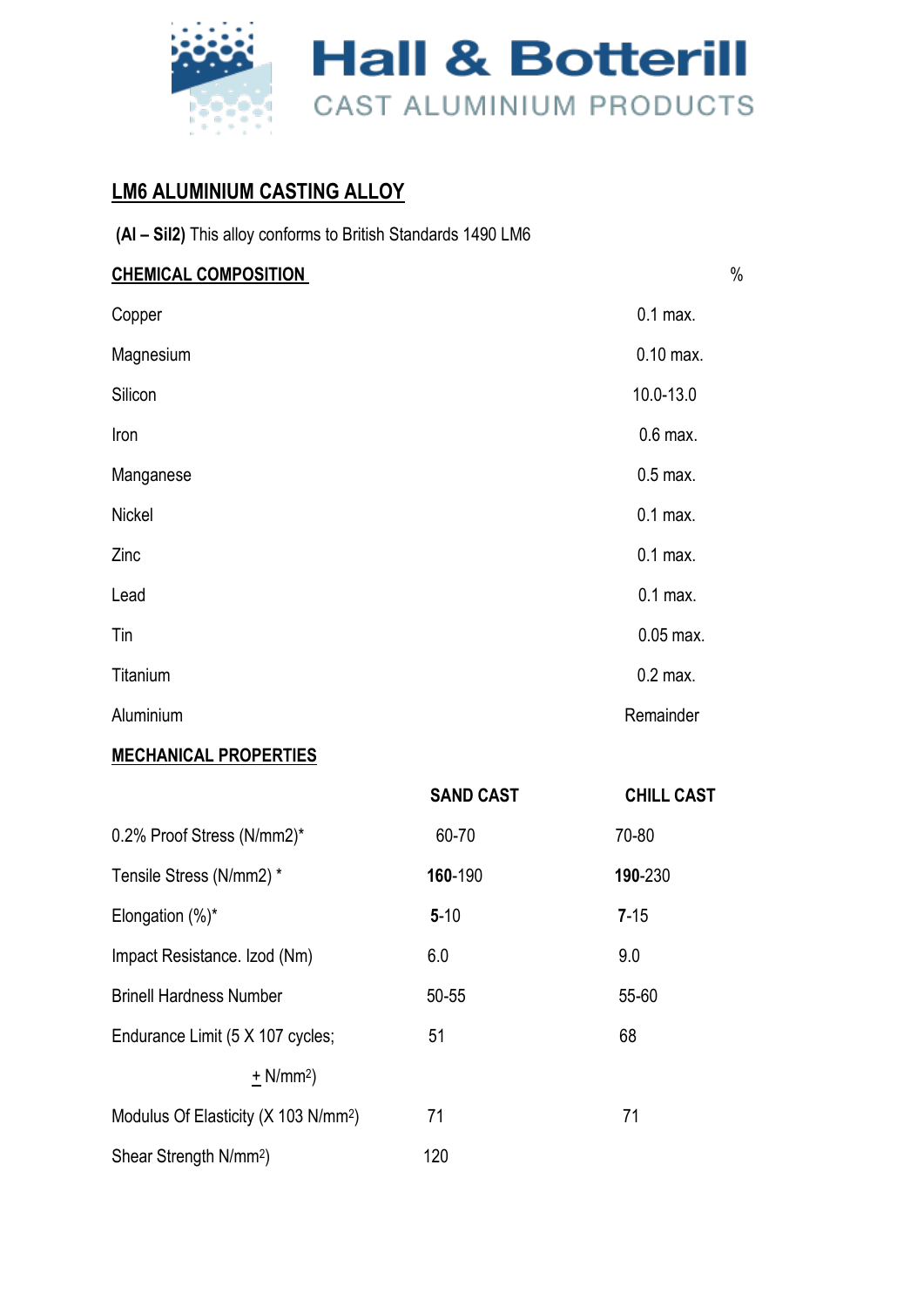Hall & Botterill

CAST ALUMINIUM PRODUCTS

# LM6 ALUMINIUM CASTING ALLOY

**(Al – Sil2)** This alloy conforms to British Standards 1490 LM6

## CHEMICAL COMPOSITION

| | % |
|---|---|
| Copper | 0.1 max. |
| Magnesium | 0.10 max. |
| Silicon | 10.0-13.0 |
| Iron | 0.6 max. |
| Manganese | 0.5 max. |
| Nickel | 0.1 max. |
| Zinc | 0.1 max. |
| Lead | 0.1 max. |
| Tin | 0.05 max. |
| Titanium | 0.2 max. |
| Aluminium | Remainder |

## MECHANICAL PROPERTIES

| | SAND CAST | CHILL CAST |
|---|---|---|
| 0.2% Proof Stress (N/mm2)* | 60-70 | 70-80 |
| Tensile Stress (N/mm2) * | **160**-190 | **190**-230 |
| Elongation (%)* | **5**-10 | **7**-15 |
| Impact Resistance. Izod (Nm) | 6.0 | 9.0 |
| Brinell Hardness Number | 50-55 | 55-60 |
| Endurance Limit ($5 \times 10^7$ cycles; $\pm$ N/mm$^2$) | 51 | 68 |
| Modulus Of Elasticity ($\times 10^3$ N/mm$^2$) | 71 | 71 |
| Shear Strength N/mm$^2$) | 120 | |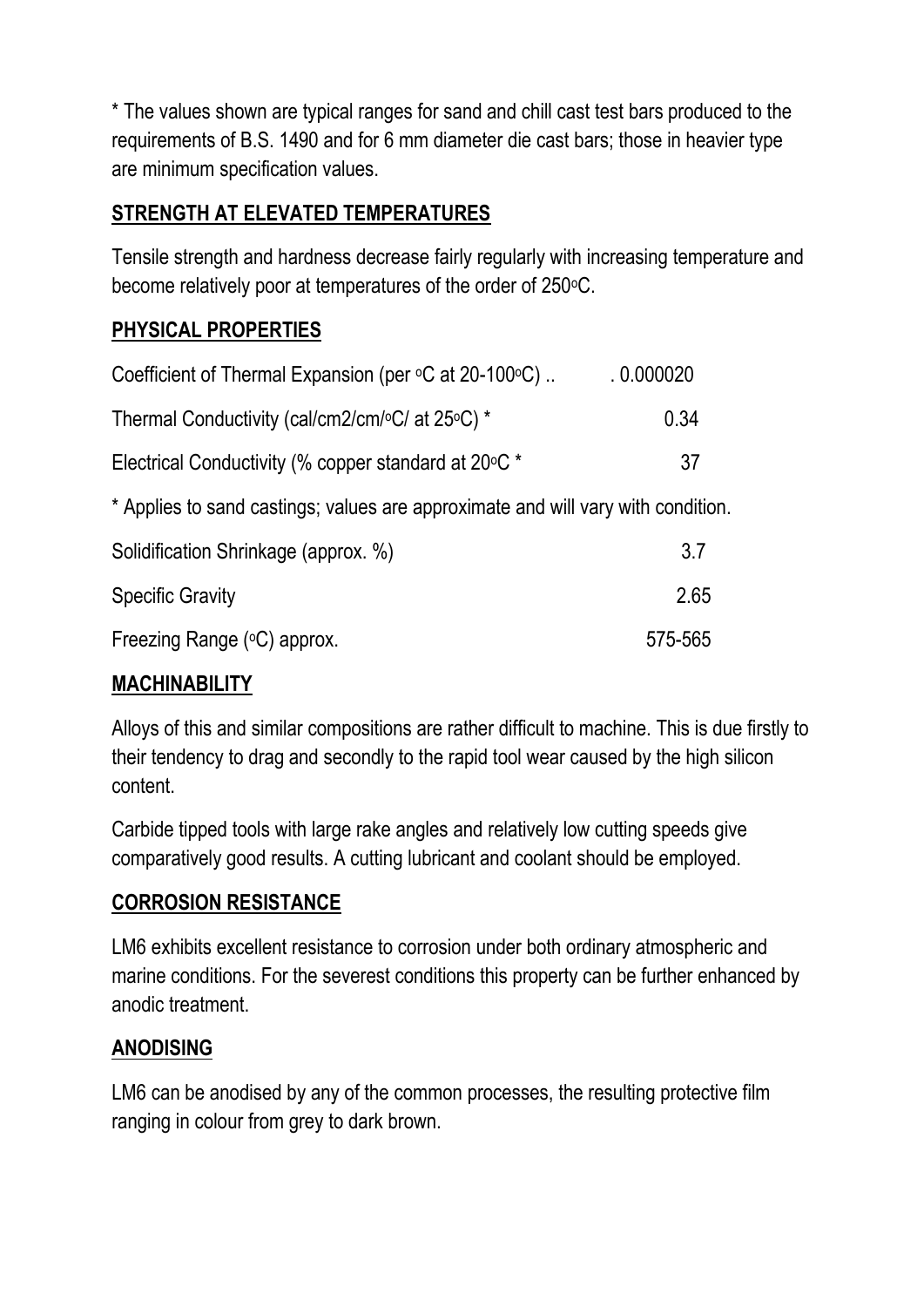* The values shown are typical ranges for sand and chill cast test bars produced to the requirements of B.S. 1490 and for 6 mm diameter die cast bars; those in heavier type are minimum specification values.

## STRENGTH AT ELEVATED TEMPERATURES

Tensile strength and hardness decrease fairly regularly with increasing temperature and become relatively poor at temperatures of the order of 250°C.

## PHYSICAL PROPERTIES

| Property | Value |
| --- | --- |
| Coefficient of Thermal Expansion (per °C at 20-100°C) .. | . 0.000020 |
| Thermal Conductivity (cal/cm2/cm/°C/ at 25°C) * | 0.34 |
| Electrical Conductivity (% copper standard at 20°C * | 37 |

* Applies to sand castings; values are approximate and will vary with condition.

| Property | Value |
| --- | --- |
| Solidification Shrinkage (approx. %) | 3.7 |
| Specific Gravity | 2.65 |
| Freezing Range (°C) approx. | 575-565 |

## MACHINABILITY

Alloys of this and similar compositions are rather difficult to machine. This is due firstly to their tendency to drag and secondly to the rapid tool wear caused by the high silicon content.

Carbide tipped tools with large rake angles and relatively low cutting speeds give comparatively good results. A cutting lubricant and coolant should be employed.

## CORROSION RESISTANCE

LM6 exhibits excellent resistance to corrosion under both ordinary atmospheric and marine conditions. For the severest conditions this property can be further enhanced by anodic treatment.

## ANODISING

LM6 can be anodised by any of the common processes, the resulting protective film ranging in colour from grey to dark brown.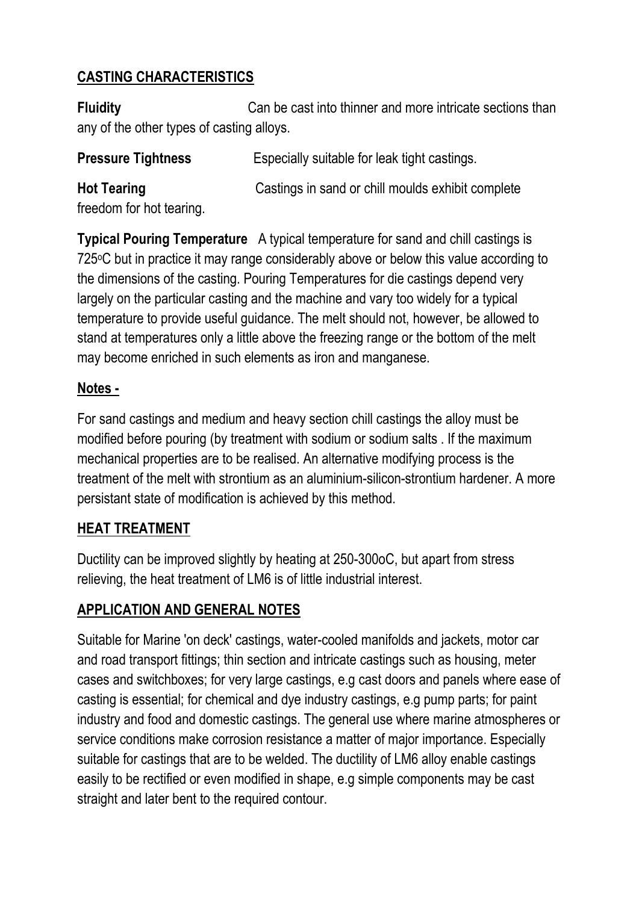## CASTING CHARACTERISTICS

**Fluidity** Can be cast into thinner and more intricate sections than any of the other types of casting alloys.

**Pressure Tightness** Especially suitable for leak tight castings.

**Hot Tearing** Castings in sand or chill moulds exhibit complete freedom for hot tearing.

**Typical Pouring Temperature** A typical temperature for sand and chill castings is 725$^{o}$C but in practice it may range considerably above or below this value according to the dimensions of the casting. Pouring Temperatures for die castings depend very largely on the particular casting and the machine and vary too widely for a typical temperature to provide useful guidance. The melt should not, however, be allowed to stand at temperatures only a little above the freezing range or the bottom of the melt may become enriched in such elements as iron and manganese.

## Notes -

For sand castings and medium and heavy section chill castings the alloy must be modified before pouring (by treatment with sodium or sodium salts . If the maximum mechanical properties are to be realised. An alternative modifying process is the treatment of the melt with strontium as an aluminium-silicon-strontium hardener. A more persistant state of modification is achieved by this method.

## HEAT TREATMENT

Ductility can be improved slightly by heating at 250-300oC, but apart from stress relieving, the heat treatment of LM6 is of little industrial interest.

## APPLICATION AND GENERAL NOTES

Suitable for Marine 'on deck' castings, water-cooled manifolds and jackets, motor car and road transport fittings; thin section and intricate castings such as housing, meter cases and switchboxes; for very large castings, e.g cast doors and panels where ease of casting is essential; for chemical and dye industry castings, e.g pump parts; for paint industry and food and domestic castings. The general use where marine atmospheres or service conditions make corrosion resistance a matter of major importance. Especially suitable for castings that are to be welded. The ductility of LM6 alloy enable castings easily to be rectified or even modified in shape, e.g simple components may be cast straight and later bent to the required contour.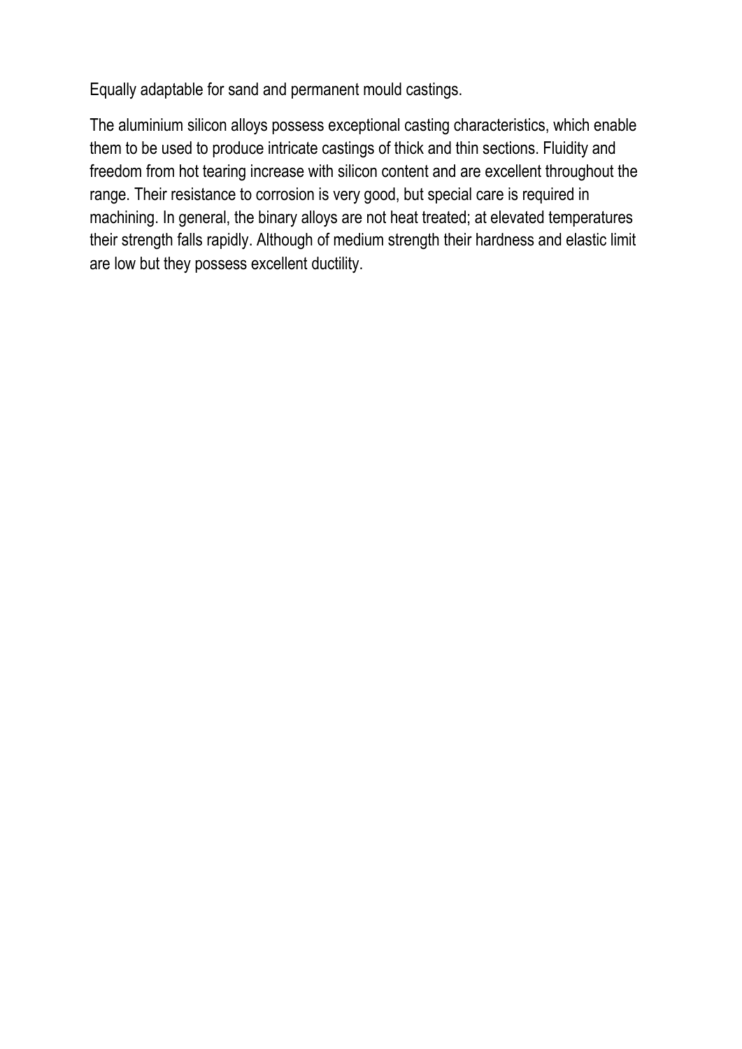Equally adaptable for sand and permanent mould castings.

The aluminium silicon alloys possess exceptional casting characteristics, which enable them to be used to produce intricate castings of thick and thin sections. Fluidity and freedom from hot tearing increase with silicon content and are excellent throughout the range. Their resistance to corrosion is very good, but special care is required in machining. In general, the binary alloys are not heat treated; at elevated temperatures their strength falls rapidly. Although of medium strength their hardness and elastic limit are low but they possess excellent ductility.